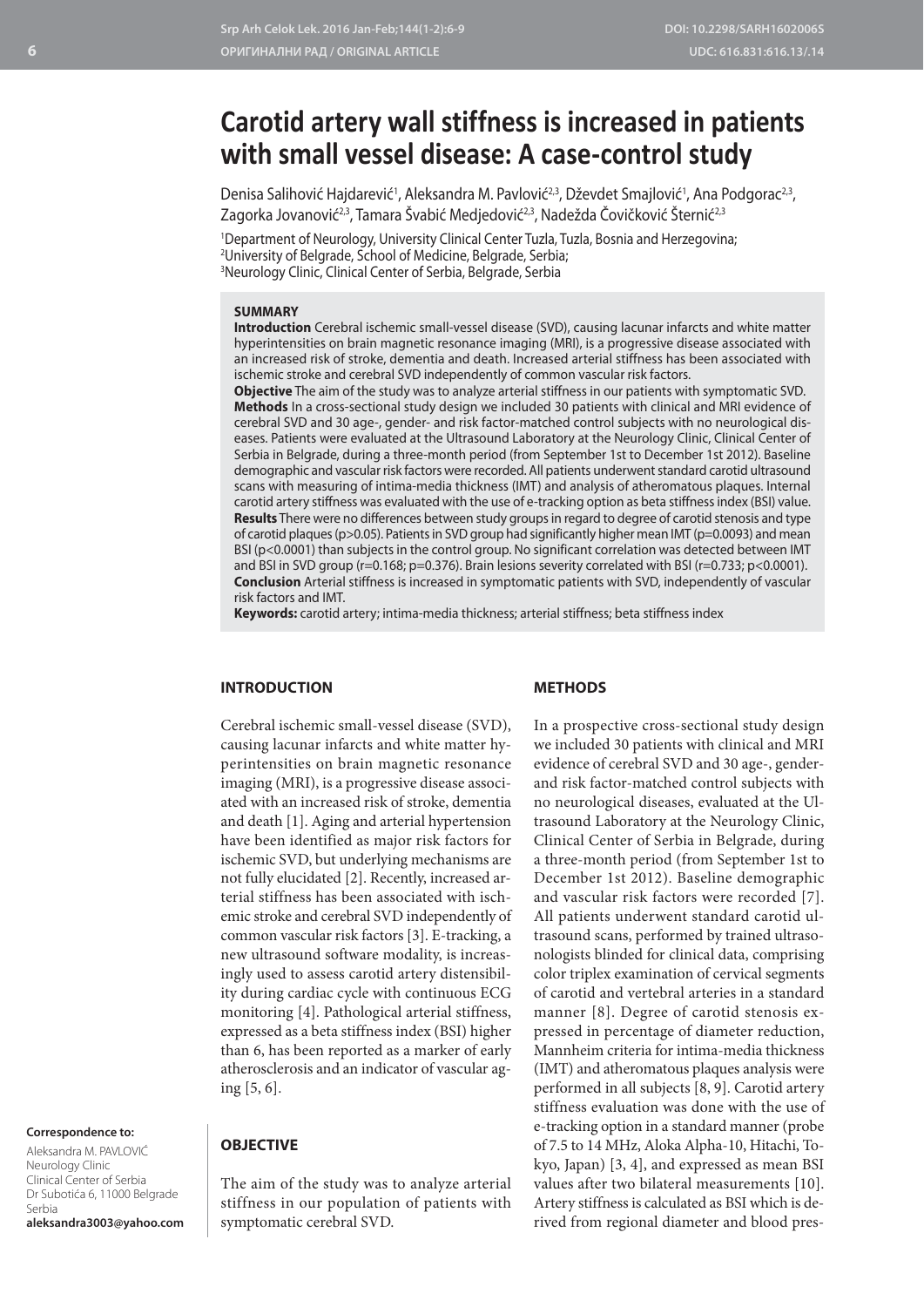# Carotid artery wall stiffness is increased in patients with small vessel disease: A case-control study

Denisa Salihović Hajdarević[1], Aleksandra M. Pavlović[2,3], Dževdet Smajlović[1], Ana Podgorac[2,3], Zagorka Jovanović[2,3], Tamara Švabić Medjedović[2,3], Nadežda Čovičković Šternić[2,3]

[1]Department of Neurology, University Clinical Center Tuzla, Tuzla, Bosnia and Herzegovina;
[2]University of Belgrade, School of Medicine, Belgrade, Serbia;
[3]Neurology Clinic, Clinical Center of Serbia, Belgrade, Serbia

## SUMMARY

**Introduction** Cerebral ischemic small-vessel disease (SVD), causing lacunar infarcts and white matter hyperintensities on brain magnetic resonance imaging (MRI), is a progressive disease associated with an increased risk of stroke, dementia and death. Increased arterial stiffness has been associated with ischemic stroke and cerebral SVD independently of common vascular risk factors.

**Objective** The aim of the study was to analyze arterial stiffness in our patients with symptomatic SVD.

**Methods** In a cross-sectional study design we included 30 patients with clinical and MRI evidence of cerebral SVD and 30 age-, gender- and risk factor-matched control subjects with no neurological diseases. Patients were evaluated at the Ultrasound Laboratory at the Neurology Clinic, Clinical Center of Serbia in Belgrade, during a three-month period (from September 1st to December 1st 2012). Baseline demographic and vascular risk factors were recorded. All patients underwent standard carotid ultrasound scans with measuring of intima-media thickness (IMT) and analysis of atheromatous plaques. Internal carotid artery stiffness was evaluated with the use of e-tracking option as beta stiffness index (BSI) value.

**Results** There were no differences between study groups in regard to degree of carotid stenosis and type of carotid plaques ($p>0.05$). Patients in SVD group had significantly higher mean IMT ($p=0.0093$) and mean BSI ($p<0.0001$) than subjects in the control group. No significant correlation was detected between IMT and BSI in SVD group ($r=0.168$; $p=0.376$). Brain lesions severity correlated with BSI ($r=0.733$; $p<0.0001$).

**Conclusion** Arterial stiffness is increased in symptomatic patients with SVD, independently of vascular risk factors and IMT.

**Keywords:** carotid artery; intima-media thickness; arterial stiffness; beta stiffness index

## INTRODUCTION

Cerebral ischemic small-vessel disease (SVD), causing lacunar infarcts and white matter hyperintensities on brain magnetic resonance imaging (MRI), is a progressive disease associated with an increased risk of stroke, dementia and death [1]. Aging and arterial hypertension have been identified as major risk factors for ischemic SVD, but underlying mechanisms are not fully elucidated [2]. Recently, increased arterial stiffness has been associated with ischemic stroke and cerebral SVD independently of common vascular risk factors [3]. E-tracking, a new ultrasound software modality, is increasingly used to assess carotid artery distensibility during cardiac cycle with continuous ECG monitoring [4]. Pathological arterial stiffness, expressed as a beta stiffness index (BSI) higher than 6, has been reported as a marker of early atherosclerosis and an indicator of vascular aging [5, 6].

## OBJECTIVE

The aim of the study was to analyze arterial stiffness in our population of patients with symptomatic cerebral SVD.

## METHODS

In a prospective cross-sectional study design we included 30 patients with clinical and MRI evidence of cerebral SVD and 30 age-, gender- and risk factor-matched control subjects with no neurological diseases, evaluated at the Ultrasound Laboratory at the Neurology Clinic, Clinical Center of Serbia in Belgrade, during a three-month period (from September 1st to December 1st 2012). Baseline demographic and vascular risk factors were recorded [7]. All patients underwent standard carotid ultrasound scans, performed by trained ultrasonologists blinded for clinical data, comprising color triplex examination of cervical segments of carotid and vertebral arteries in a standard manner [8]. Degree of carotid stenosis expressed in percentage of diameter reduction, Mannheim criteria for intima-media thickness (IMT) and atheromatous plaques analysis were performed in all subjects [8, 9]. Carotid artery stiffness evaluation was done with the use of e-tracking option in a standard manner (probe of 7.5 to 14 MHz, Aloka Alpha-10, Hitachi, Tokyo, Japan) [3, 4], and expressed as mean BSI values after two bilateral measurements [10]. Artery stiffness is calculated as BSI which is derived from regional diameter and blood pres-

**Correspondence to:**
Aleksandra M. PAVLOVIĆ
Neurology Clinic
Clinical Center of Serbia
Dr Subotića 6, 11000 Belgrade
Serbia
**aleksandra3003@yahoo.com**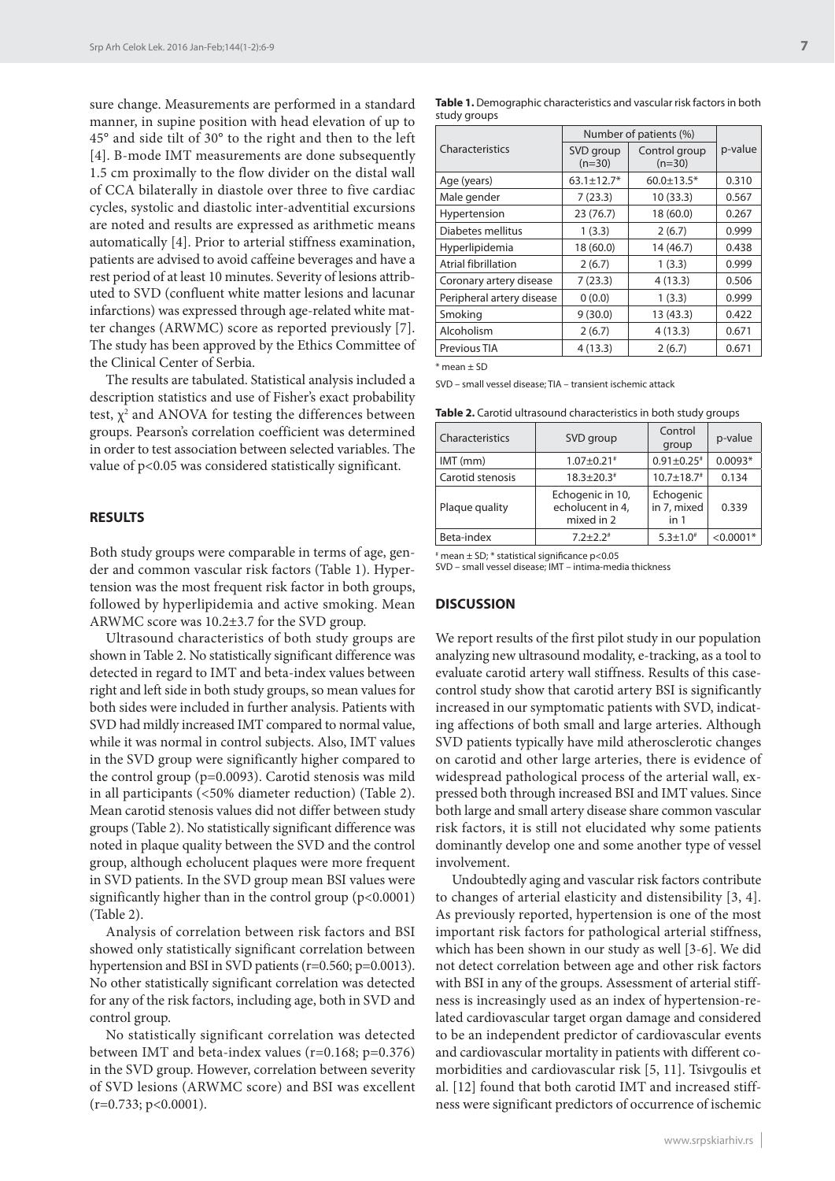sure change. Measurements are performed in a standard manner, in supine position with head elevation of up to 45° and side tilt of 30° to the right and then to the left [4]. B-mode IMT measurements are done subsequently 1.5 cm proximally to the flow divider on the distal wall of CCA bilaterally in diastole over three to five cardiac cycles, systolic and diastolic inter-adventitial excursions are noted and results are expressed as arithmetic means automatically [4]. Prior to arterial stiffness examination, patients are advised to avoid caffeine beverages and have a rest period of at least 10 minutes. Severity of lesions attributed to SVD (confluent white matter lesions and lacunar infarctions) was expressed through age-related white matter changes (ARWMC) score as reported previously [7]. The study has been approved by the Ethics Committee of the Clinical Center of Serbia.

The results are tabulated. Statistical analysis included a description statistics and use of Fisher's exact probability test, $\chi^2$ and ANOVA for testing the differences between groups. Pearson's correlation coefficient was determined in order to test association between selected variables. The value of $p<0.05$ was considered statistically significant.

## RESULTS

Both study groups were comparable in terms of age, gender and common vascular risk factors (Table 1). Hypertension was the most frequent risk factor in both groups, followed by hyperlipidemia and active smoking. Mean ARWMC score was 10.2±3.7 for the SVD group.

Ultrasound characteristics of both study groups are shown in Table 2. No statistically significant difference was detected in regard to IMT and beta-index values between right and left side in both study groups, so mean values for both sides were included in further analysis. Patients with SVD had mildly increased IMT compared to normal value, while it was normal in control subjects. Also, IMT values in the SVD group were significantly higher compared to the control group (p=0.0093). Carotid stenosis was mild in all participants (<50% diameter reduction) (Table 2). Mean carotid stenosis values did not differ between study groups (Table 2). No statistically significant difference was noted in plaque quality between the SVD and the control group, although echolucent plaques were more frequent in SVD patients. In the SVD group mean BSI values were significantly higher than in the control group (p<0.0001) (Table 2).

Analysis of correlation between risk factors and BSI showed only statistically significant correlation between hypertension and BSI in SVD patients (r=0.560; p=0.0013). No other statistically significant correlation was detected for any of the risk factors, including age, both in SVD and control group.

No statistically significant correlation was detected between IMT and beta-index values (r=0.168; p=0.376) in the SVD group. However, correlation between severity of SVD lesions (ARWMC score) and BSI was excellent (r=0.733; p<0.0001).

**Table 1.** Demographic characteristics and vascular risk factors in both study groups

| Characteristics | Number of patients (%) | | p-value |
|---|---|---|---|
| | SVD group (n=30) | Control group (n=30) | |
| Age (years) | 63.1±12.7* | 60.0±13.5* | 0.310 |
| Male gender | 7 (23.3) | 10 (33.3) | 0.567 |
| Hypertension | 23 (76.7) | 18 (60.0) | 0.267 |
| Diabetes mellitus | 1 (3.3) | 2 (6.7) | 0.999 |
| Hyperlipidemia | 18 (60.0) | 14 (46.7) | 0.438 |
| Atrial fibrillation | 2 (6.7) | 1 (3.3) | 0.999 |
| Coronary artery disease | 7 (23.3) | 4 (13.3) | 0.506 |
| Peripheral artery disease | 0 (0.0) | 1 (3.3) | 0.999 |
| Smoking | 9 (30.0) | 13 (43.3) | 0.422 |
| Alcoholism | 2 (6.7) | 4 (13.3) | 0.671 |
| Previous TIA | 4 (13.3) | 2 (6.7) | 0.671 |

\* mean ± SD

SVD – small vessel disease; TIA – transient ischemic attack

**Table 2.** Carotid ultrasound characteristics in both study groups

| Characteristics | SVD group | Control group | p-value |
|---|---|---|---|
| IMT (mm) | 1.07±0.21# | 0.91±0.25# | 0.0093* |
| Carotid stenosis | 18.3±20.3# | 10.7±18.7# | 0.134 |
| Plaque quality | Echogenic in 10, echolucent in 4, mixed in 2 | Echogenic in 7, mixed in 1 | 0.339 |
| Beta-index | 7.2±2.2# | 5.3±1.0# | <0.0001* |

# mean ± SD; * statistical significance p<0.05

SVD – small vessel disease; IMT – intima-media thickness

## DISCUSSION

We report results of the first pilot study in our population analyzing new ultrasound modality, e-tracking, as a tool to evaluate carotid artery wall stiffness. Results of this case-control study show that carotid artery BSI is significantly increased in our symptomatic patients with SVD, indicating affections of both small and large arteries. Although SVD patients typically have mild atherosclerotic changes on carotid and other large arteries, there is evidence of widespread pathological process of the arterial wall, expressed both through increased BSI and IMT values. Since both large and small artery disease share common vascular risk factors, it is still not elucidated why some patients dominantly develop one and some another type of vessel involvement.

Undoubtedly aging and vascular risk factors contribute to changes of arterial elasticity and distensibility [3, 4]. As previously reported, hypertension is one of the most important risk factors for pathological arterial stiffness, which has been shown in our study as well [3-6]. We did not detect correlation between age and other risk factors with BSI in any of the groups. Assessment of arterial stiffness is increasingly used as an index of hypertension-related cardiovascular target organ damage and considered to be an independent predictor of cardiovascular events and cardiovascular mortality in patients with different comorbidities and cardiovascular risk [5, 11]. Tsivgoulis et al. [12] found that both carotid IMT and increased stiffness were significant predictors of occurrence of ischemic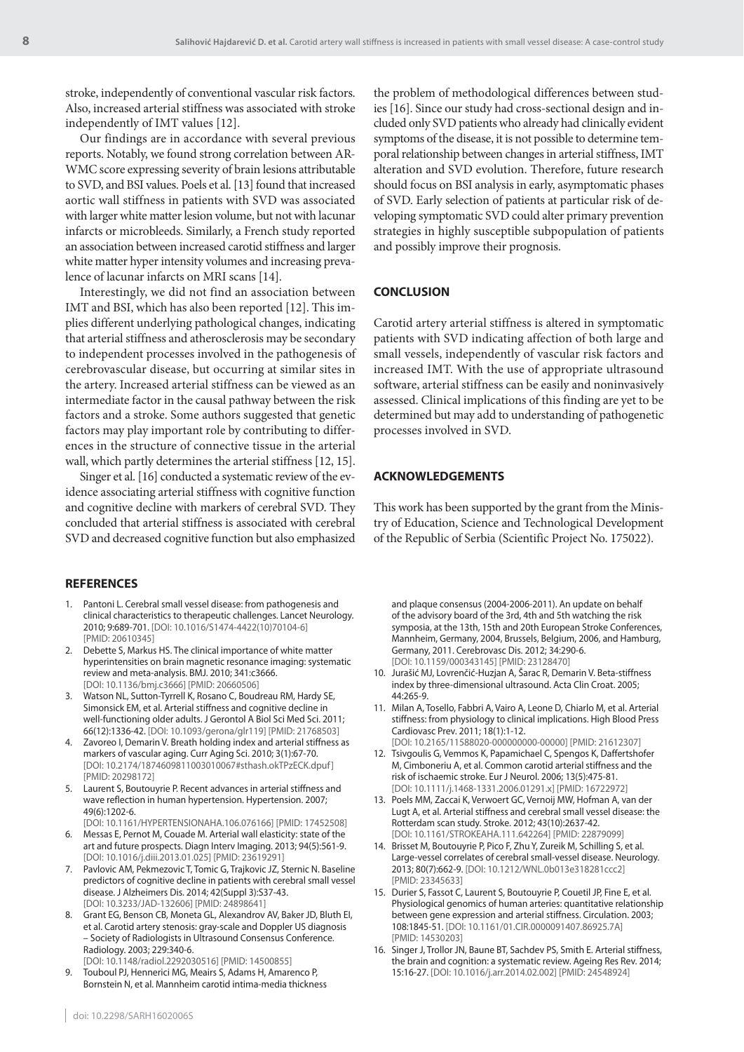stroke, independently of conventional vascular risk factors. Also, increased arterial stiffness was associated with stroke independently of IMT values [12].

Our findings are in accordance with several previous reports. Notably, we found strong correlation between ARWMC score expressing severity of brain lesions attributable to SVD, and BSI values. Poels et al. [13] found that increased aortic wall stiffness in patients with SVD was associated with larger white matter lesion volume, but not with lacunar infarcts or microbleeds. Similarly, a French study reported an association between increased carotid stiffness and larger white matter hyper intensity volumes and increasing prevalence of lacunar infarcts on MRI scans [14].

Interestingly, we did not find an association between IMT and BSI, which has also been reported [12]. This implies different underlying pathological changes, indicating that arterial stiffness and atherosclerosis may be secondary to independent processes involved in the pathogenesis of cerebrovascular disease, but occurring at similar sites in the artery. Increased arterial stiffness can be viewed as an intermediate factor in the causal pathway between the risk factors and a stroke. Some authors suggested that genetic factors may play important role by contributing to differences in the structure of connective tissue in the arterial wall, which partly determines the arterial stiffness [12, 15].

Singer et al. [16] conducted a systematic review of the evidence associating arterial stiffness with cognitive function and cognitive decline with markers of cerebral SVD. They concluded that arterial stiffness is associated with cerebral SVD and decreased cognitive function but also emphasized the problem of methodological differences between studies [16]. Since our study had cross-sectional design and included only SVD patients who already had clinically evident symptoms of the disease, it is not possible to determine temporal relationship between changes in arterial stiffness, IMT alteration and SVD evolution. Therefore, future research should focus on BSI analysis in early, asymptomatic phases of SVD. Early selection of patients at particular risk of developing symptomatic SVD could alter primary prevention strategies in highly susceptible subpopulation of patients and possibly improve their prognosis.

## CONCLUSION

Carotid artery arterial stiffness is altered in symptomatic patients with SVD indicating affection of both large and small vessels, independently of vascular risk factors and increased IMT. With the use of appropriate ultrasound software, arterial stiffness can be easily and noninvasively assessed. Clinical implications of this finding are yet to be determined but may add to understanding of pathogenetic processes involved in SVD.

## ACKNOWLEDGEMENTS

This work has been supported by the grant from the Ministry of Education, Science and Technological Development of the Republic of Serbia (Scientific Project No. 175022).

## REFERENCES

1. Pantoni L. Cerebral small vessel disease: from pathogenesis and clinical characteristics to therapeutic challenges. Lancet Neurology. 2010; 9:689-701. [DOI: 10.1016/S1474-4422(10)70104-6] [PMID: 20610345]
2. Debette S, Markus HS. The clinical importance of white matter hyperintensities on brain magnetic resonance imaging: systematic review and meta-analysis. BMJ. 2010; 341:c3666. [DOI: 10.1136/bmj.c3666] [PMID: 20660506]
3. Watson NL, Sutton-Tyrrell K, Rosano C, Boudreau RM, Hardy SE, Simonsick EM, et al. Arterial stiffness and cognitive decline in well-functioning older adults. J Gerontol A Biol Sci Med Sci. 2011; 66(12):1336-42. [DOI: 10.1093/gerona/glr119] [PMID: 21768503]
4. Zavoreo I, Demarin V. Breath holding index and arterial stiffness as markers of vascular aging. Curr Aging Sci. 2010; 3(1):67-70. [DOI: 10.2174/1874609811003010067#sthash.okTPzECK.dpuf] [PMID: 20298172]
5. Laurent S, Boutouyrie P. Recent advances in arterial stiffness and wave reflection in human hypertension. Hypertension. 2007; 49(6):1202-6. [DOI: 10.1161/HYPERTENSIONAHA.106.076166] [PMID: 17452508]
6. Messas E, Pernot M, Couade M. Arterial wall elasticity: state of the art and future prospects. Diagn Interv Imaging. 2013; 94(5):561-9. [DOI: 10.1016/j.diii.2013.01.025] [PMID: 23619291]
7. Pavlovic AM, Pekmezovic T, Tomic G, Trajkovic JZ, Sternic N. Baseline predictors of cognitive decline in patients with cerebral small vessel disease. J Alzheimers Dis. 2014; 42(Suppl 3):S37-43. [DOI: 10.3233/JAD-132606] [PMID: 24898641]
8. Grant EG, Benson CB, Moneta GL, Alexandrov AV, Baker JD, Bluth EI, et al. Carotid artery stenosis: gray-scale and Doppler US diagnosis – Society of Radiologists in Ultrasound Consensus Conference. Radiology. 2003; 229:340-6. [DOI: 10.1148/radiol.2292030516] [PMID: 14500855]
9. Touboul PJ, Hennerici MG, Meairs S, Adams H, Amarenco P, Bornstein N, et al. Mannheim carotid intima-media thickness and plaque consensus (2004-2006-2011). An update on behalf of the advisory board of the 3rd, 4th and 5th watching the risk symposia, at the 13th, 15th and 20th European Stroke Conferences, Mannheim, Germany, 2004, Brussels, Belgium, 2006, and Hamburg, Germany, 2011. Cerebrovasc Dis. 2012; 34:290-6. [DOI: 10.1159/000343145] [PMID: 23128470]
10. Jurašić MJ, Lovrenčić-Huzjan A, Šarac R, Demarin V. Beta-stiffness index by three-dimensional ultrasound. Acta Clin Croat. 2005; 44:265-9.
11. Milan A, Tosello, Fabbri A, Vairo A, Leone D, Chiarlo M, et al. Arterial stiffness: from physiology to clinical implications. High Blood Press Cardiovasc Prev. 2011; 18(1):1-12. [DOI: 10.2165/11588020-000000000-00000] [PMID: 21612307]
12. Tsivgoulis G, Vemmos K, Papamichael C, Spengos K, Daffertshofer M, Cimboneriu A, et al. Common carotid arterial stiffness and the risk of ischaemic stroke. Eur J Neurol. 2006; 13(5):475-81. [DOI: 10.1111/j.1468-1331.2006.01291.x] [PMID: 16722972]
13. Poels MM, Zaccai K, Verwoert GC, Vernoij MW, Hofman A, van der Lugt A, et al. Arterial stiffness and cerebral small vessel disease: the Rotterdam scan study. Stroke. 2012; 43(10):2637-42. [DOI: 10.1161/STROKEAHA.111.642264] [PMID: 22879099]
14. Brisset M, Boutouyrie P, Pico F, Zhu Y, Zureik M, Schilling S, et al. Large-vessel correlates of cerebral small-vessel disease. Neurology. 2013; 80(7):662-9. [DOI: 10.1212/WNL.0b013e318281ccc2] [PMID: 23345633]
15. Durier S, Fassot C, Laurent S, Boutouyrie P, Couetil JP, Fine E, et al. Physiological genomics of human arteries: quantitative relationship between gene expression and arterial stiffness. Circulation. 2003; 108:1845-51. [DOI: 10.1161/01.CIR.0000091407.86925.7A] [PMID: 14530203]
16. Singer J, Trollor JN, Baune BT, Sachdev PS, Smith E. Arterial stiffness, the brain and cognition: a systematic review. Ageing Res Rev. 2014; 15:16-27. [DOI: 10.1016/j.arr.2014.02.002] [PMID: 24548924]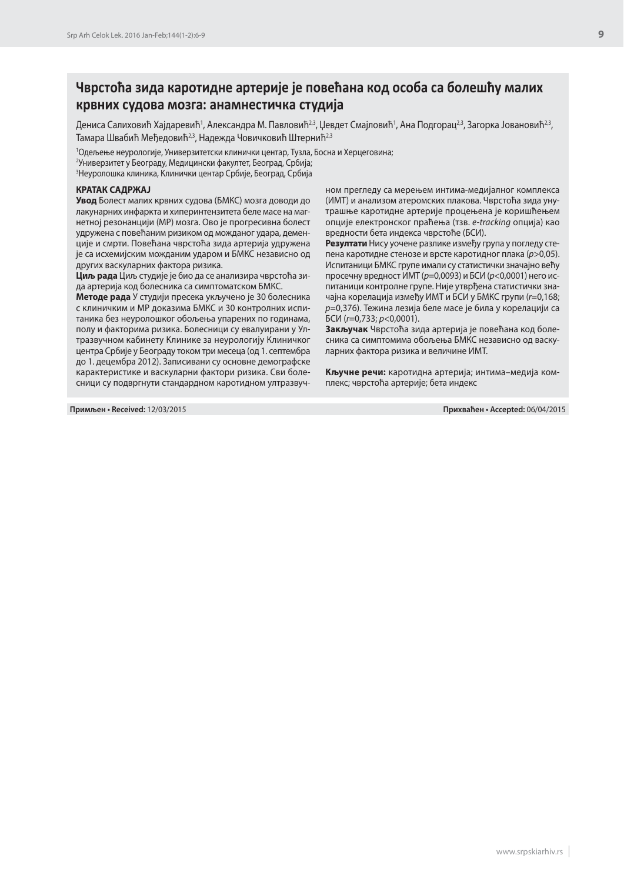# Чврстоћа зида каротидне артерије је повећана код особа са болешћу малих крвних судова мозга: анамнестичка студија

Дениса Салиховић Хајдаревић[1], Александра М. Павловић[2,3], Џевдет Смајловић[1], Ана Подгорац[2,3], Загорка Јовановић[2,3], Тамара Швабић Међедовић[2,3], Надежда Човичковић Штернић[2,3]

[1]Одељење неурологије, Универзитетски клинички центар, Тузла, Босна и Херцеговина;
[2]Универзитет у Београду, Медицински факултет, Београд, Србија;
[3]Неуролошка клиника, Клинички центар Србије, Београд, Србија

## КРАТАК САДРЖАЈ

**Увод** Болест малих крвних судова (БМКС) мозга доводи до лакунарних инфаркта и хиперинтензитета беле масе на магнетној резонанцији (МР) мозга. Ово је прогресивна болест удружена с повећаним ризиком од можданог удара, деменције и смрти. Повећана чврстоћа зида артерија удружена је са исхемијским можданим ударом и БМКС независно од других васкуларних фактора ризика.

**Циљ рада** Циљ студије је био да се анализира чврстоћа зида артерија код болесника са симптоматском БМКС.

**Методе рада** У студији пресека укључено је 30 болесника с клиничким и МР доказима БМКС и 30 контролних испитаника без неуролошког обољења упарених по годинама, полу и факторима ризика. Болесници су евалуирани у Ултразвучном кабинету Клинике за неурологију Клиничког центра Србије у Београду током три месеца (од 1. септембра до 1. децембра 2012). Записивани су основне демографске карактеристике и васкуларни фактори ризика. Сви болесници су подвргнути стандардном каротидном ултразвучном прегледу са мерењем интима-медијалног комплекса (ИМТ) и анализом атеромских плакова. Чврстоћа зида унутрашње каротидне артерије процењена је коришћењем опције електронског праћења (тзв. *e-tracking* опција) као вредности бета индекса чврстоће (БСИ).

**Резултати** Нису уочене разлике између група у погледу степена каротидне стенозе и врсте каротидног плака ($p>0,05$). Испитаници БМКС групе имали су статистички значајно већу просечну вредност ИМТ ($p=0,0093$) и БСИ ($p<0,0001$) него испитаници контролне групе. Није утврђена статистички значајна корелација између ИМТ и БСИ у БМКС групи ($r=0,168$; $p=0,376$). Тежина лезија беле масе је била у корелацији са БСИ ($r=0,733$; $p<0,0001$).

**Закључак** Чврстоћа зида артерија је повећана код болесника са симптомима обољења БМКС независно од васкуларних фактора ризика и величине ИМТ.

**Кључне речи:** каротидна артерија; интима–медија комплекс; чврстоћа артерије; бета индекс

**Примљен • Received:** 12/03/2015 **Прихваћен • Accepted:** 06/04/2015